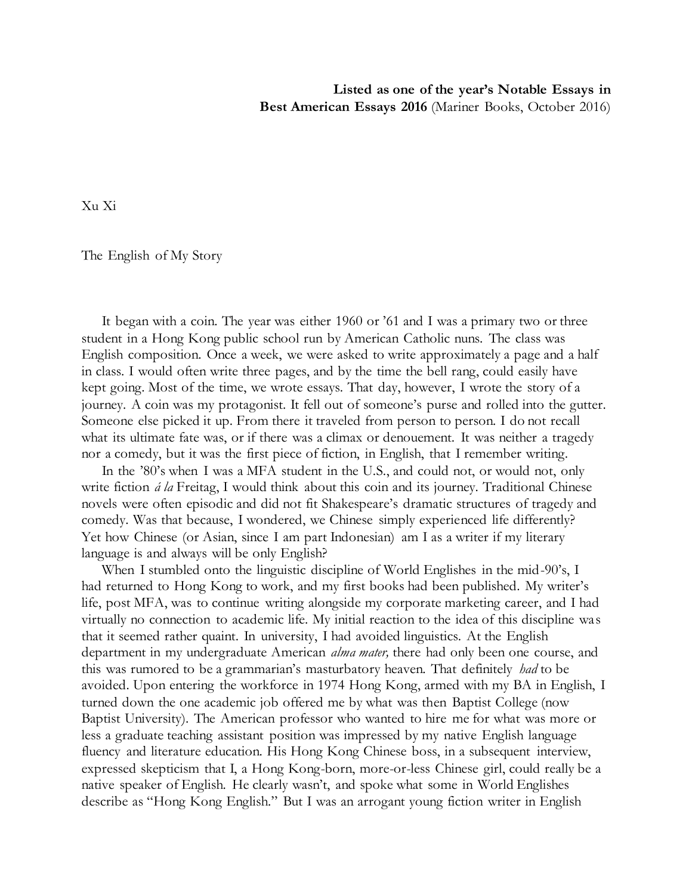**Listed as one of the year's Notable Essays in Best American Essays 2016** (Mariner Books, October 2016)

Xu Xi

# The English of My Story

It began with a coin. The year was either 1960 or '61 and I was a primary two or three student in a Hong Kong public school run by American Catholic nuns. The class was English composition. Once a week, we were asked to write approximately a page and a half in class. I would often write three pages, and by the time the bell rang, could easily have kept going. Most of the time, we wrote essays. That day, however, I wrote the story of a journey. A coin was my protagonist. It fell out of someone's purse and rolled into the gutter. Someone else picked it up. From there it traveled from person to person. I do not recall what its ultimate fate was, or if there was a climax or denouement. It was neither a tragedy nor a comedy, but it was the first piece of fiction, in English, that I remember writing.

In the '80's when I was a MFA student in the U.S., and could not, or would not, only write fiction *á la* Freitag, I would think about this coin and its journey. Traditional Chinese novels were often episodic and did not fit Shakespeare's dramatic structures of tragedy and comedy. Was that because, I wondered, we Chinese simply experienced life differently? Yet how Chinese (or Asian, since I am part Indonesian) am I as a writer if my literary language is and always will be only English?

When I stumbled onto the linguistic discipline of World Englishes in the mid-90's, I had returned to Hong Kong to work, and my first books had been published. My writer's life, post MFA, was to continue writing alongside my corporate marketing career, and I had virtually no connection to academic life. My initial reaction to the idea of this discipline was that it seemed rather quaint. In university, I had avoided linguistics. At the English department in my undergraduate American *alma mater,* there had only been one course, and this was rumored to be a grammarian's masturbatory heaven. That definitely *had* to be avoided. Upon entering the workforce in 1974 Hong Kong, armed with my BA in English, I turned down the one academic job offered me by what was then Baptist College (now Baptist University). The American professor who wanted to hire me for what was more or less a graduate teaching assistant position was impressed by my native English language fluency and literature education. His Hong Kong Chinese boss, in a subsequent interview, expressed skepticism that I, a Hong Kong-born, more-or-less Chinese girl, could really be a native speaker of English. He clearly wasn't, and spoke what some in World Englishes describe as "Hong Kong English." But I was an arrogant young fiction writer in English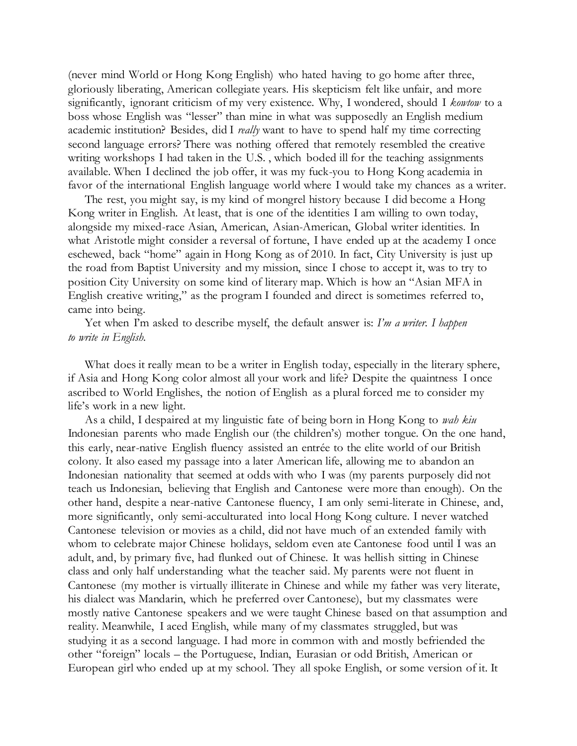(never mind World or Hong Kong English) who hated having to go home after three, gloriously liberating, American collegiate years. His skepticism felt like unfair, and more significantly, ignorant criticism of my very existence. Why, I wondered, should I *kowtow* to a boss whose English was "lesser" than mine in what was supposedly an English medium academic institution? Besides, did I *really* want to have to spend half my time correcting second language errors? There was nothing offered that remotely resembled the creative writing workshops I had taken in the U.S. , which boded ill for the teaching assignments available. When I declined the job offer, it was my fuck-you to Hong Kong academia in favor of the international English language world where I would take my chances as a writer.

The rest, you might say, is my kind of mongrel history because I did become a Hong Kong writer in English. At least, that is one of the identities I am willing to own today, alongside my mixed-race Asian, American, Asian-American, Global writer identities. In what Aristotle might consider a reversal of fortune, I have ended up at the academy I once eschewed, back "home" again in Hong Kong as of 2010. In fact, City University is just up the road from Baptist University and my mission, since I chose to accept it, was to try to position City University on some kind of literary map. Which is how an "Asian MFA in English creative writing," as the program I founded and direct is sometimes referred to, came into being.

Yet when I'm asked to describe myself, the default answer is: *I'm a writer. I happen to write in English.*

What does it really mean to be a writer in English today, especially in the literary sphere, if Asia and Hong Kong color almost all your work and life? Despite the quaintness I once ascribed to World Englishes, the notion of English as a plural forced me to consider my life's work in a new light.

As a child, I despaired at my linguistic fate of being born in Hong Kong to *wah kiu* Indonesian parents who made English our (the children's) mother tongue. On the one hand, this early, near-native English fluency assisted an entrée to the elite world of our British colony. It also eased my passage into a later American life, allowing me to abandon an Indonesian nationality that seemed at odds with who I was (my parents purposely did not teach us Indonesian, believing that English and Cantonese were more than enough). On the other hand, despite a near-native Cantonese fluency, I am only semi-literate in Chinese, and, more significantly, only semi-acculturated into local Hong Kong culture. I never watched Cantonese television or movies as a child, did not have much of an extended family with whom to celebrate major Chinese holidays, seldom even ate Cantonese food until I was an adult, and, by primary five, had flunked out of Chinese. It was hellish sitting in Chinese class and only half understanding what the teacher said. My parents were not fluent in Cantonese (my mother is virtually illiterate in Chinese and while my father was very literate, his dialect was Mandarin, which he preferred over Cantonese), but my classmates were mostly native Cantonese speakers and we were taught Chinese based on that assumption and reality. Meanwhile, I aced English, while many of my classmates struggled, but was studying it as a second language. I had more in common with and mostly befriended the other "foreign" locals – the Portuguese, Indian, Eurasian or odd British, American or European girl who ended up at my school. They all spoke English, or some version of it. It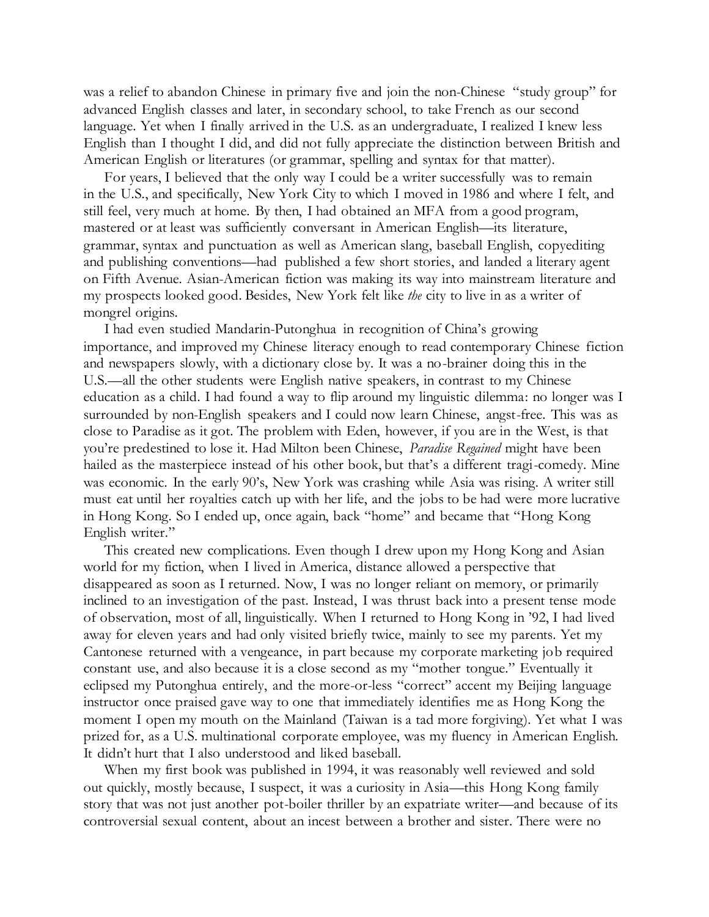was a relief to abandon Chinese in primary five and join the non-Chinese "study group" for advanced English classes and later, in secondary school, to take French as our second language. Yet when I finally arrived in the U.S. as an undergraduate, I realized I knew less English than I thought I did, and did not fully appreciate the distinction between British and American English or literatures (or grammar, spelling and syntax for that matter).

For years, I believed that the only way I could be a writer successfully was to remain in the U.S., and specifically, New York City to which I moved in 1986 and where I felt, and still feel, very much at home. By then, I had obtained an MFA from a good program, mastered or at least was sufficiently conversant in American English—its literature, grammar, syntax and punctuation as well as American slang, baseball English, copyediting and publishing conventions—had published a few short stories, and landed a literary agent on Fifth Avenue. Asian-American fiction was making its way into mainstream literature and my prospects looked good. Besides, New York felt like *the* city to live in as a writer of mongrel origins.

I had even studied Mandarin-Putonghua in recognition of China's growing importance, and improved my Chinese literacy enough to read contemporary Chinese fiction and newspapers slowly, with a dictionary close by. It was a no-brainer doing this in the U.S.—all the other students were English native speakers, in contrast to my Chinese education as a child. I had found a way to flip around my linguistic dilemma: no longer was I surrounded by non-English speakers and I could now learn Chinese, angst-free. This was as close to Paradise as it got. The problem with Eden, however, if you are in the West, is that you're predestined to lose it. Had Milton been Chinese, *Paradise Regained* might have been hailed as the masterpiece instead of his other book, but that's a different tragi-comedy. Mine was economic. In the early 90's, New York was crashing while Asia was rising. A writer still must eat until her royalties catch up with her life, and the jobs to be had were more lucrative in Hong Kong. So I ended up, once again, back "home" and became that "Hong Kong English writer."

This created new complications. Even though I drew upon my Hong Kong and Asian world for my fiction, when I lived in America, distance allowed a perspective that disappeared as soon as I returned. Now, I was no longer reliant on memory, or primarily inclined to an investigation of the past. Instead, I was thrust back into a present tense mode of observation, most of all, linguistically. When I returned to Hong Kong in '92, I had lived away for eleven years and had only visited briefly twice, mainly to see my parents. Yet my Cantonese returned with a vengeance, in part because my corporate marketing job required constant use, and also because it is a close second as my "mother tongue." Eventually it eclipsed my Putonghua entirely, and the more-or-less "correct" accent my Beijing language instructor once praised gave way to one that immediately identifies me as Hong Kong the moment I open my mouth on the Mainland (Taiwan is a tad more forgiving). Yet what I was prized for, as a U.S. multinational corporate employee, was my fluency in American English. It didn't hurt that I also understood and liked baseball.

When my first book was published in 1994, it was reasonably well reviewed and sold out quickly, mostly because, I suspect, it was a curiosity in Asia—this Hong Kong family story that was not just another pot-boiler thriller by an expatriate writer—and because of its controversial sexual content, about an incest between a brother and sister. There were no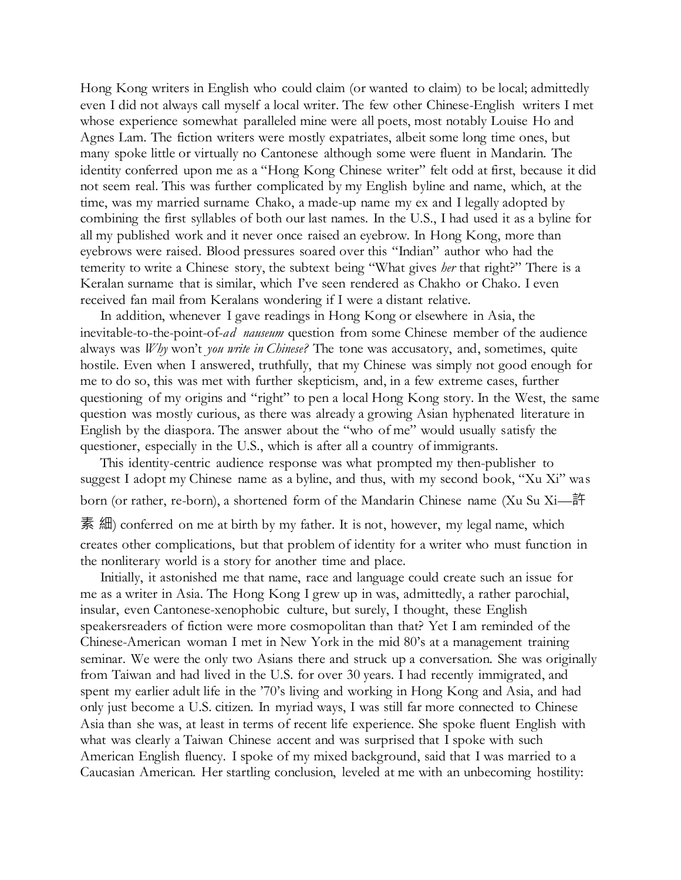Hong Kong writers in English who could claim (or wanted to claim) to be local; admittedly even I did not always call myself a local writer. The few other Chinese-English writers I met whose experience somewhat paralleled mine were all poets, most notably Louise Ho and Agnes Lam. The fiction writers were mostly expatriates, albeit some long time ones, but many spoke little or virtually no Cantonese although some were fluent in Mandarin. The identity conferred upon me as a "Hong Kong Chinese writer" felt odd at first, because it did not seem real. This was further complicated by my English byline and name, which, at the time, was my married surname Chako, a made-up name my ex and I legally adopted by combining the first syllables of both our last names. In the U.S., I had used it as a byline for all my published work and it never once raised an eyebrow. In Hong Kong, more than eyebrows were raised. Blood pressures soared over this "Indian" author who had the temerity to write a Chinese story, the subtext being "What gives *her* that right?" There is a Keralan surname that is similar, which I've seen rendered as Chakho or Chako. I even received fan mail from Keralans wondering if I were a distant relative.

In addition, whenever I gave readings in Hong Kong or elsewhere in Asia, the inevitable-to-the-point-of-*ad nauseum* question from some Chinese member of the audience always was *Why* won't *you write in Chinese?* The tone was accusatory, and, sometimes, quite hostile. Even when I answered, truthfully, that my Chinese was simply not good enough for me to do so, this was met with further skepticism, and, in a few extreme cases, further questioning of my origins and "right" to pen a local Hong Kong story. In the West, the same question was mostly curious, as there was already a growing Asian hyphenated literature in English by the diaspora. The answer about the "who of me" would usually satisfy the questioner, especially in the U.S., which is after all a country of immigrants.

This identity-centric audience response was what prompted my then-publisher to suggest I adopt my Chinese name as a byline, and thus, with my second book, "Xu Xi" was born (or rather, re-born), a shortened form of the Mandarin Chinese name (Xu Su Xi—許素 細) conferred on me at birth by my father. It is not, however, my legal name, which creates other complications, but that problem of identity for a writer who must function in the nonliterary world is a story for another time and place.

Initially, it astonished me that name, race and language could create such an issue for me as a writer in Asia. The Hong Kong I grew up in was, admittedly, a rather parochial, insular, even Cantonese-xenophobic culture, but surely, I thought, these English speakersreaders of fiction were more cosmopolitan than that? Yet I am reminded of the Chinese-American woman I met in New York in the mid 80's at a management training seminar. We were the only two Asians there and struck up a conversation. She was originally from Taiwan and had lived in the U.S. for over 30 years. I had recently immigrated, and spent my earlier adult life in the '70's living and working in Hong Kong and Asia, and had only just become a U.S. citizen. In myriad ways, I was still far more connected to Chinese Asia than she was, at least in terms of recent life experience. She spoke fluent English with what was clearly a Taiwan Chinese accent and was surprised that I spoke with such American English fluency. I spoke of my mixed background, said that I was married to a Caucasian American. Her startling conclusion, leveled at me with an unbecoming hostility: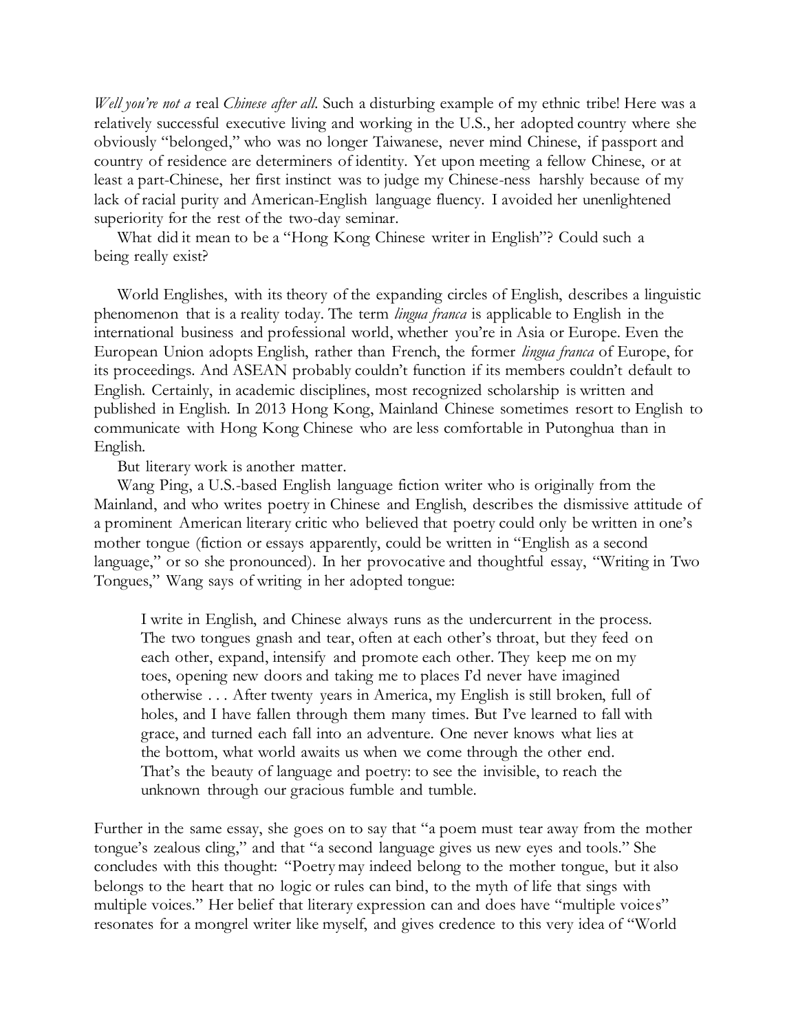*Well you're not a* real *Chinese after all*. Such a disturbing example of my ethnic tribe! Here was a relatively successful executive living and working in the U.S., her adopted country where she obviously "belonged," who was no longer Taiwanese, never mind Chinese, if passport and country of residence are determiners of identity. Yet upon meeting a fellow Chinese, or at least a part-Chinese, her first instinct was to judge my Chinese-ness harshly because of my lack of racial purity and American-English language fluency. I avoided her unenlightened superiority for the rest of the two-day seminar.

What did it mean to be a "Hong Kong Chinese writer in English"? Could such a being really exist?

World Englishes, with its theory of the expanding circles of English, describes a linguistic phenomenon that is a reality today. The term *lingua franca* is applicable to English in the international business and professional world, whether you're in Asia or Europe. Even the European Union adopts English, rather than French, the former *lingua franca* of Europe, for its proceedings. And ASEAN probably couldn't function if its members couldn't default to English. Certainly, in academic disciplines, most recognized scholarship is written and published in English. In 2013 Hong Kong, Mainland Chinese sometimes resort to English to communicate with Hong Kong Chinese who are less comfortable in Putonghua than in English.

But literary work is another matter.

Wang Ping, a U.S.-based English language fiction writer who is originally from the Mainland, and who writes poetry in Chinese and English, describes the dismissive attitude of a prominent American literary critic who believed that poetry could only be written in one's mother tongue (fiction or essays apparently, could be written in "English as a second language," or so she pronounced). In her provocative and thoughtful essay, "Writing in Two Tongues," Wang says of writing in her adopted tongue:

> I write in English, and Chinese always runs as the undercurrent in the process. The two tongues gnash and tear, often at each other's throat, but they feed on each other, expand, intensify and promote each other. They keep me on my toes, opening new doors and taking me to places I'd never have imagined otherwise . . . After twenty years in America, my English is still broken, full of holes, and I have fallen through them many times. But I've learned to fall with grace, and turned each fall into an adventure. One never knows what lies at the bottom, what world awaits us when we come through the other end. That's the beauty of language and poetry: to see the invisible, to reach the unknown through our gracious fumble and tumble.

Further in the same essay, she goes on to say that "a poem must tear away from the mother tongue's zealous cling," and that "a second language gives us new eyes and tools." She concludes with this thought: "Poetry may indeed belong to the mother tongue, but it also belongs to the heart that no logic or rules can bind, to the myth of life that sings with multiple voices." Her belief that literary expression can and does have "multiple voices" resonates for a mongrel writer like myself, and gives credence to this very idea of "World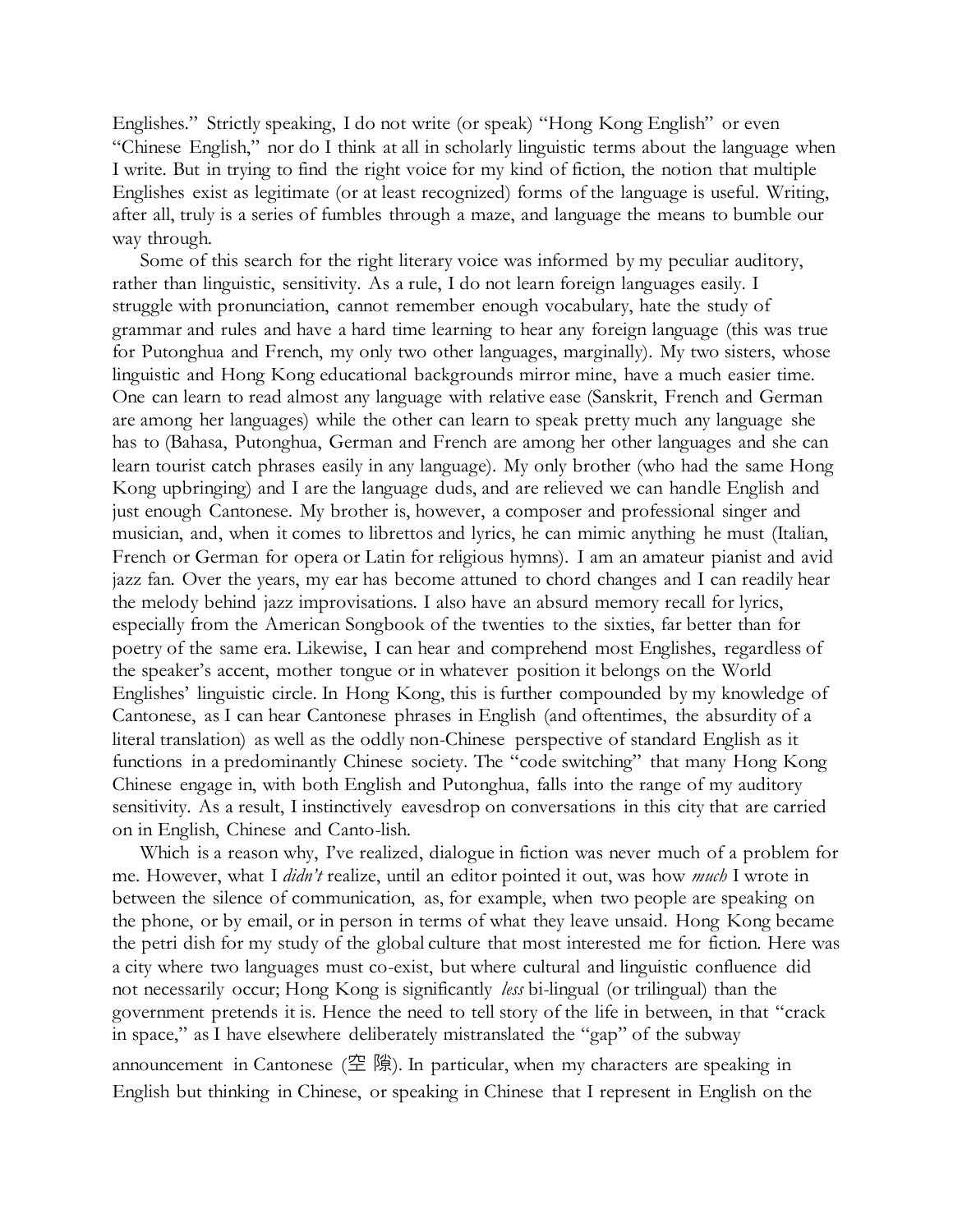Englishes." Strictly speaking, I do not write (or speak) "Hong Kong English" or even "Chinese English," nor do I think at all in scholarly linguistic terms about the language when I write. But in trying to find the right voice for my kind of fiction, the notion that multiple Englishes exist as legitimate (or at least recognized) forms of the language is useful. Writing, after all, truly is a series of fumbles through a maze, and language the means to bumble our way through.

Some of this search for the right literary voice was informed by my peculiar auditory, rather than linguistic, sensitivity. As a rule, I do not learn foreign languages easily. I struggle with pronunciation, cannot remember enough vocabulary, hate the study of grammar and rules and have a hard time learning to hear any foreign language (this was true for Putonghua and French, my only two other languages, marginally). My two sisters, whose linguistic and Hong Kong educational backgrounds mirror mine, have a much easier time. One can learn to read almost any language with relative ease (Sanskrit, French and German are among her languages) while the other can learn to speak pretty much any language she has to (Bahasa, Putonghua, German and French are among her other languages and she can learn tourist catch phrases easily in any language). My only brother (who had the same Hong Kong upbringing) and I are the language duds, and are relieved we can handle English and just enough Cantonese. My brother is, however, a composer and professional singer and musician, and, when it comes to librettos and lyrics, he can mimic anything he must (Italian, French or German for opera or Latin for religious hymns). I am an amateur pianist and avid jazz fan. Over the years, my ear has become attuned to chord changes and I can readily hear the melody behind jazz improvisations. I also have an absurd memory recall for lyrics, especially from the American Songbook of the twenties to the sixties, far better than for poetry of the same era. Likewise, I can hear and comprehend most Englishes, regardless of the speaker's accent, mother tongue or in whatever position it belongs on the World Englishes' linguistic circle. In Hong Kong, this is further compounded by my knowledge of Cantonese, as I can hear Cantonese phrases in English (and oftentimes, the absurdity of a literal translation) as well as the oddly non-Chinese perspective of standard English as it functions in a predominantly Chinese society. The "code switching" that many Hong Kong Chinese engage in, with both English and Putonghua, falls into the range of my auditory sensitivity. As a result, I instinctively eavesdrop on conversations in this city that are carried on in English, Chinese and Canto-lish.

Which is a reason why, I've realized, dialogue in fiction was never much of a problem for me. However, what I *didn't* realize, until an editor pointed it out, was how *much* I wrote in between the silence of communication, as, for example, when two people are speaking on the phone, or by email, or in person in terms of what they leave unsaid. Hong Kong became the petri dish for my study of the global culture that most interested me for fiction. Here was a city where two languages must co-exist, but where cultural and linguistic confluence did not necessarily occur; Hong Kong is significantly *less* bi-lingual (or trilingual) than the government pretends it is. Hence the need to tell story of the life in between, in that "crack in space," as I have elsewhere deliberately mistranslated the "gap" of the subway announcement in Cantonese (空 隙). In particular, when my characters are speaking in English but thinking in Chinese, or speaking in Chinese that I represent in English on the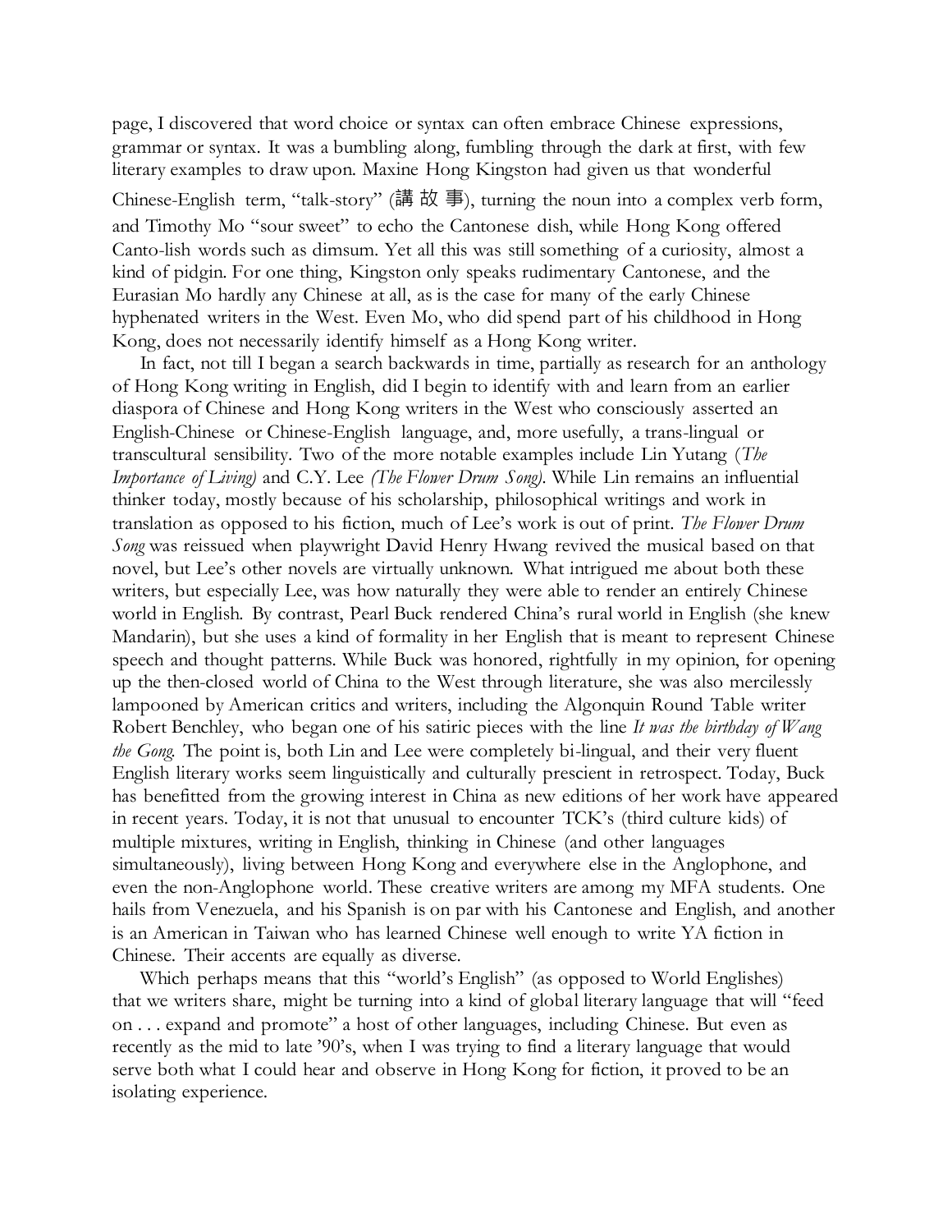page, I discovered that word choice or syntax can often embrace Chinese expressions, grammar or syntax. It was a bumbling along, fumbling through the dark at first, with few literary examples to draw upon. Maxine Hong Kingston had given us that wonderful Chinese-English term, "talk-story" (講 故 事), turning the noun into a complex verb form, and Timothy Mo "sour sweet" to echo the Cantonese dish, while Hong Kong offered Canto-lish words such as dimsum. Yet all this was still something of a curiosity, almost a kind of pidgin. For one thing, Kingston only speaks rudimentary Cantonese, and the Eurasian Mo hardly any Chinese at all, as is the case for many of the early Chinese hyphenated writers in the West. Even Mo, who did spend part of his childhood in Hong Kong, does not necessarily identify himself as a Hong Kong writer.

In fact, not till I began a search backwards in time, partially as research for an anthology of Hong Kong writing in English, did I begin to identify with and learn from an earlier diaspora of Chinese and Hong Kong writers in the West who consciously asserted an English-Chinese or Chinese-English language, and, more usefully, a trans-lingual or transcultural sensibility. Two of the more notable examples include Lin Yutang (*The Importance of Living*) and C.Y. Lee (*The Flower Drum Song*). While Lin remains an influential thinker today, mostly because of his scholarship, philosophical writings and work in translation as opposed to his fiction, much of Lee's work is out of print. *The Flower Drum Song* was reissued when playwright David Henry Hwang revived the musical based on that novel, but Lee's other novels are virtually unknown. What intrigued me about both these writers, but especially Lee, was how naturally they were able to render an entirely Chinese world in English. By contrast, Pearl Buck rendered China's rural world in English (she knew Mandarin), but she uses a kind of formality in her English that is meant to represent Chinese speech and thought patterns. While Buck was honored, rightfully in my opinion, for opening up the then-closed world of China to the West through literature, she was also mercilessly lampooned by American critics and writers, including the Algonquin Round Table writer Robert Benchley, who began one of his satiric pieces with the line *It was the birthday of Wang the Gong.* The point is, both Lin and Lee were completely bi-lingual, and their very fluent English literary works seem linguistically and culturally prescient in retrospect. Today, Buck has benefitted from the growing interest in China as new editions of her work have appeared in recent years. Today, it is not that unusual to encounter TCK's (third culture kids) of multiple mixtures, writing in English, thinking in Chinese (and other languages simultaneously), living between Hong Kong and everywhere else in the Anglophone, and even the non-Anglophone world. These creative writers are among my MFA students. One hails from Venezuela, and his Spanish is on par with his Cantonese and English, and another is an American in Taiwan who has learned Chinese well enough to write YA fiction in Chinese. Their accents are equally as diverse.

Which perhaps means that this "world's English" (as opposed to World Englishes) that we writers share, might be turning into a kind of global literary language that will "feed on . . . expand and promote" a host of other languages, including Chinese. But even as recently as the mid to late '90's, when I was trying to find a literary language that would serve both what I could hear and observe in Hong Kong for fiction, it proved to be an isolating experience.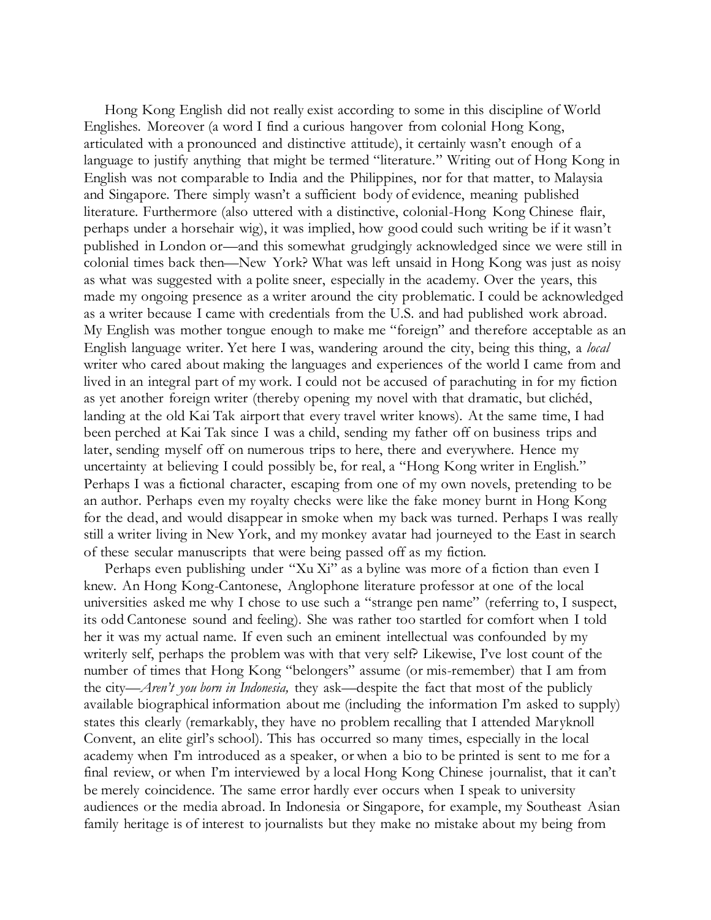Hong Kong English did not really exist according to some in this discipline of World Englishes. Moreover (a word I find a curious hangover from colonial Hong Kong, articulated with a pronounced and distinctive attitude), it certainly wasn't enough of a language to justify anything that might be termed "literature." Writing out of Hong Kong in English was not comparable to India and the Philippines, nor for that matter, to Malaysia and Singapore. There simply wasn't a sufficient body of evidence, meaning published literature. Furthermore (also uttered with a distinctive, colonial-Hong Kong Chinese flair, perhaps under a horsehair wig), it was implied, how good could such writing be if it wasn't published in London or—and this somewhat grudgingly acknowledged since we were still in colonial times back then—New York? What was left unsaid in Hong Kong was just as noisy as what was suggested with a polite sneer, especially in the academy. Over the years, this made my ongoing presence as a writer around the city problematic. I could be acknowledged as a writer because I came with credentials from the U.S. and had published work abroad. My English was mother tongue enough to make me "foreign" and therefore acceptable as an English language writer. Yet here I was, wandering around the city, being this thing, a *local* writer who cared about making the languages and experiences of the world I came from and lived in an integral part of my work. I could not be accused of parachuting in for my fiction as yet another foreign writer (thereby opening my novel with that dramatic, but clichéd, landing at the old Kai Tak airport that every travel writer knows). At the same time, I had been perched at Kai Tak since I was a child, sending my father off on business trips and later, sending myself off on numerous trips to here, there and everywhere. Hence my uncertainty at believing I could possibly be, for real, a "Hong Kong writer in English." Perhaps I was a fictional character, escaping from one of my own novels, pretending to be an author. Perhaps even my royalty checks were like the fake money burnt in Hong Kong for the dead, and would disappear in smoke when my back was turned. Perhaps I was really still a writer living in New York, and my monkey avatar had journeyed to the East in search of these secular manuscripts that were being passed off as my fiction.

Perhaps even publishing under "Xu Xi" as a byline was more of a fiction than even I knew. An Hong Kong-Cantonese, Anglophone literature professor at one of the local universities asked me why I chose to use such a "strange pen name" (referring to, I suspect, its odd Cantonese sound and feeling). She was rather too startled for comfort when I told her it was my actual name. If even such an eminent intellectual was confounded by my writerly self, perhaps the problem was with that very self? Likewise, I've lost count of the number of times that Hong Kong "belongers" assume (or mis-remember) that I am from the city—*Aren't you born in Indonesia,* they ask—despite the fact that most of the publicly available biographical information about me (including the information I'm asked to supply) states this clearly (remarkably, they have no problem recalling that I attended Maryknoll Convent, an elite girl's school). This has occurred so many times, especially in the local academy when I'm introduced as a speaker, or when a bio to be printed is sent to me for a final review, or when I'm interviewed by a local Hong Kong Chinese journalist, that it can't be merely coincidence. The same error hardly ever occurs when I speak to university audiences or the media abroad. In Indonesia or Singapore, for example, my Southeast Asian family heritage is of interest to journalists but they make no mistake about my being from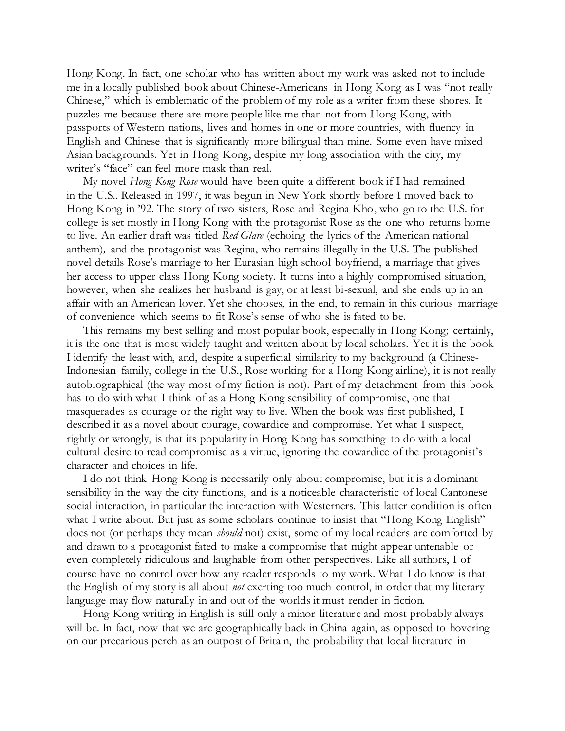Hong Kong. In fact, one scholar who has written about my work was asked not to include me in a locally published book about Chinese-Americans in Hong Kong as I was "not really Chinese," which is emblematic of the problem of my role as a writer from these shores. It puzzles me because there are more people like me than not from Hong Kong, with passports of Western nations, lives and homes in one or more countries, with fluency in English and Chinese that is significantly more bilingual than mine. Some even have mixed Asian backgrounds. Yet in Hong Kong, despite my long association with the city, my writer's "face" can feel more mask than real.

My novel *Hong Kong Rose* would have been quite a different book if I had remained in the U.S.. Released in 1997, it was begun in New York shortly before I moved back to Hong Kong in '92. The story of two sisters, Rose and Regina Kho, who go to the U.S. for college is set mostly in Hong Kong with the protagonist Rose as the one who returns home to live. An earlier draft was titled *Red Glare* (echoing the lyrics of the American national anthem), and the protagonist was Regina, who remains illegally in the U.S. The published novel details Rose's marriage to her Eurasian high school boyfriend, a marriage that gives her access to upper class Hong Kong society. It turns into a highly compromised situation, however, when she realizes her husband is gay, or at least bi-sexual, and she ends up in an affair with an American lover. Yet she chooses, in the end, to remain in this curious marriage of convenience which seems to fit Rose's sense of who she is fated to be.

This remains my best selling and most popular book, especially in Hong Kong; certainly, it is the one that is most widely taught and written about by local scholars. Yet it is the book I identify the least with, and, despite a superficial similarity to my background (a Chinese-Indonesian family, college in the U.S., Rose working for a Hong Kong airline), it is not really autobiographical (the way most of my fiction is not). Part of my detachment from this book has to do with what I think of as a Hong Kong sensibility of compromise, one that masquerades as courage or the right way to live. When the book was first published, I described it as a novel about courage, cowardice and compromise. Yet what I suspect, rightly or wrongly, is that its popularity in Hong Kong has something to do with a local cultural desire to read compromise as a virtue, ignoring the cowardice of the protagonist's character and choices in life.

I do not think Hong Kong is necessarily only about compromise, but it is a dominant sensibility in the way the city functions, and is a noticeable characteristic of local Cantonese social interaction, in particular the interaction with Westerners. This latter condition is often what I write about. But just as some scholars continue to insist that "Hong Kong English" does not (or perhaps they mean *should* not) exist, some of my local readers are comforted by and drawn to a protagonist fated to make a compromise that might appear untenable or even completely ridiculous and laughable from other perspectives. Like all authors, I of course have no control over how any reader responds to my work. What I do know is that the English of my story is all about *not* exerting too much control, in order that my literary language may flow naturally in and out of the worlds it must render in fiction.

Hong Kong writing in English is still only a minor literature and most probably always will be. In fact, now that we are geographically back in China again, as opposed to hovering on our precarious perch as an outpost of Britain, the probability that local literature in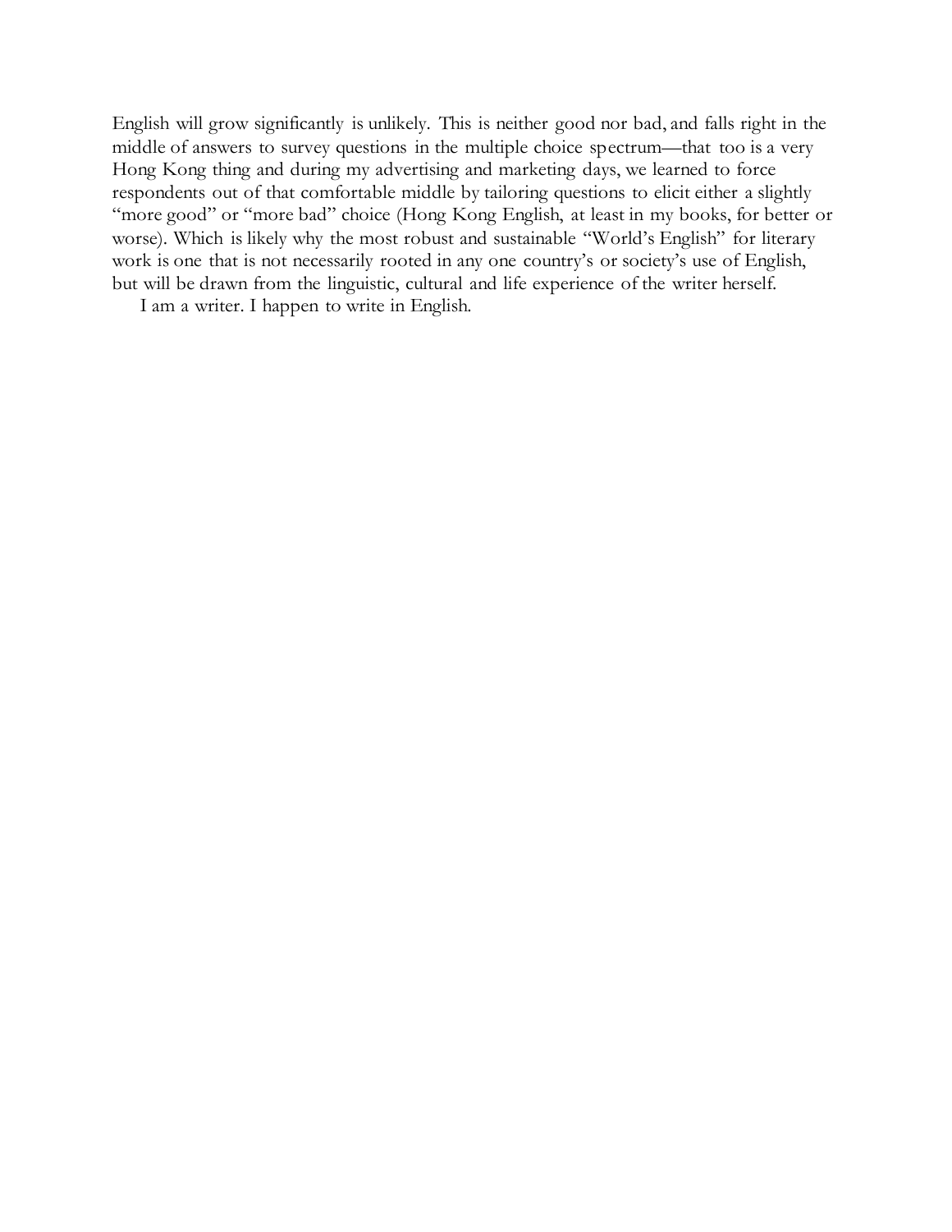English will grow significantly is unlikely. This is neither good nor bad, and falls right in the middle of answers to survey questions in the multiple choice spectrum—that too is a very Hong Kong thing and during my advertising and marketing days, we learned to force respondents out of that comfortable middle by tailoring questions to elicit either a slightly "more good" or "more bad" choice (Hong Kong English, at least in my books, for better or worse). Which is likely why the most robust and sustainable "World's English" for literary work is one that is not necessarily rooted in any one country's or society's use of English, but will be drawn from the linguistic, cultural and life experience of the writer herself.

I am a writer. I happen to write in English.